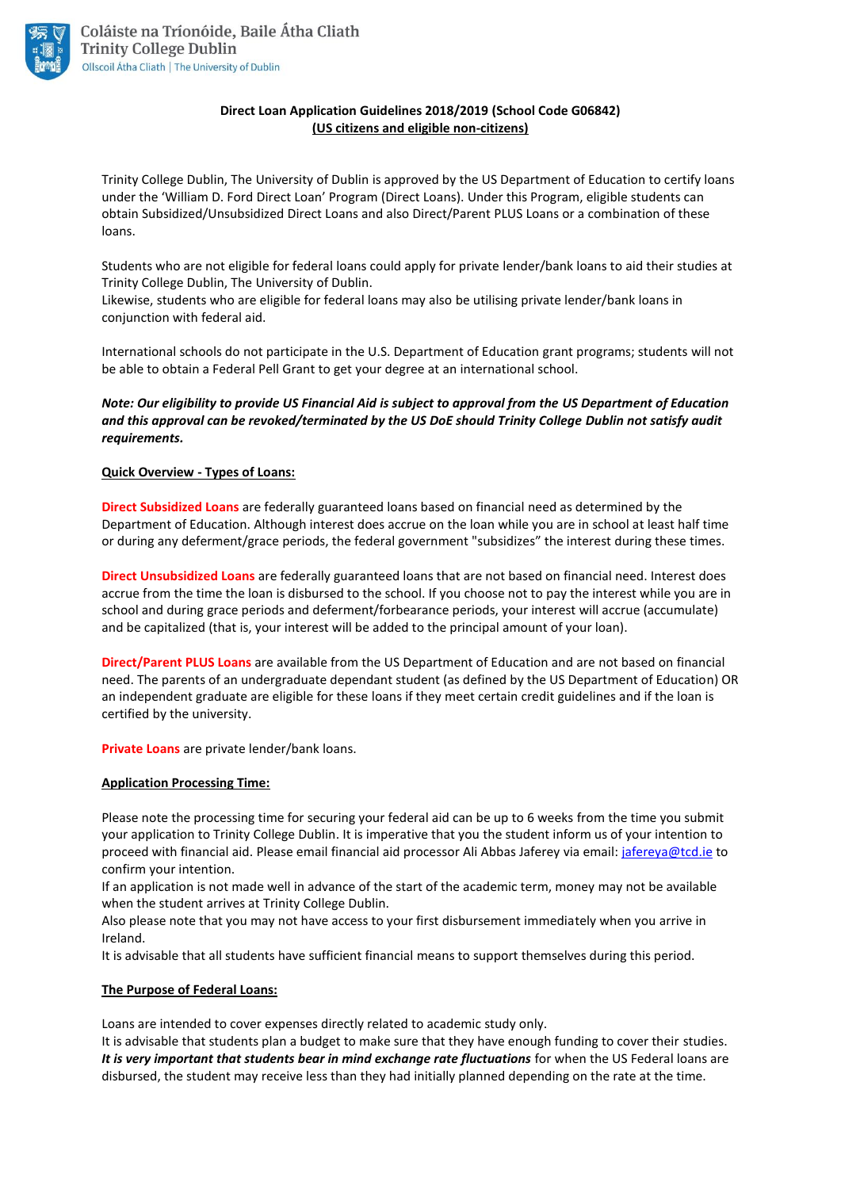Coláiste na Tríonóide, Baile Átha Cliath
Trinity College Dublin
Ollscoil Átha Cliath | The University of Dublin

# Direct Loan Application Guidelines 2018/2019 (School Code G06842)

**(US citizens and eligible non-citizens)**

Trinity College Dublin, The University of Dublin is approved by the US Department of Education to certify loans under the 'William D. Ford Direct Loan' Program (Direct Loans). Under this Program, eligible students can obtain Subsidized/Unsubsidized Direct Loans and also Direct/Parent PLUS Loans or a combination of these loans.

Students who are not eligible for federal loans could apply for private lender/bank loans to aid their studies at Trinity College Dublin, The University of Dublin.
Likewise, students who are eligible for federal loans may also be utilising private lender/bank loans in conjunction with federal aid.

International schools do not participate in the U.S. Department of Education grant programs; students will not be able to obtain a Federal Pell Grant to get your degree at an international school.

***Note: Our eligibility to provide US Financial Aid is subject to approval from the US Department of Education and this approval can be revoked/terminated by the US DoE should Trinity College Dublin not satisfy audit requirements.***

## Quick Overview - Types of Loans:

**Direct Subsidized Loans** are federally guaranteed loans based on financial need as determined by the Department of Education. Although interest does accrue on the loan while you are in school at least half time or during any deferment/grace periods, the federal government "subsidizes" the interest during these times.

**Direct Unsubsidized Loans** are federally guaranteed loans that are not based on financial need. Interest does accrue from the time the loan is disbursed to the school. If you choose not to pay the interest while you are in school and during grace periods and deferment/forbearance periods, your interest will accrue (accumulate) and be capitalized (that is, your interest will be added to the principal amount of your loan).

**Direct/Parent PLUS Loans** are available from the US Department of Education and are not based on financial need. The parents of an undergraduate dependant student (as defined by the US Department of Education) OR an independent graduate are eligible for these loans if they meet certain credit guidelines and if the loan is certified by the university.

**Private Loans** are private lender/bank loans.

## Application Processing Time:

Please note the processing time for securing your federal aid can be up to 6 weeks from the time you submit your application to Trinity College Dublin. It is imperative that you the student inform us of your intention to proceed with financial aid. Please email financial aid processor Ali Abbas Jaferey via email: jafereya@tcd.ie to confirm your intention.
If an application is not made well in advance of the start of the academic term, money may not be available when the student arrives at Trinity College Dublin.
Also please note that you may not have access to your first disbursement immediately when you arrive in Ireland.
It is advisable that all students have sufficient financial means to support themselves during this period.

## The Purpose of Federal Loans:

Loans are intended to cover expenses directly related to academic study only.
It is advisable that students plan a budget to make sure that they have enough funding to cover their studies.
***It is very important that students bear in mind exchange rate fluctuations*** for when the US Federal loans are disbursed, the student may receive less than they had initially planned depending on the rate at the time.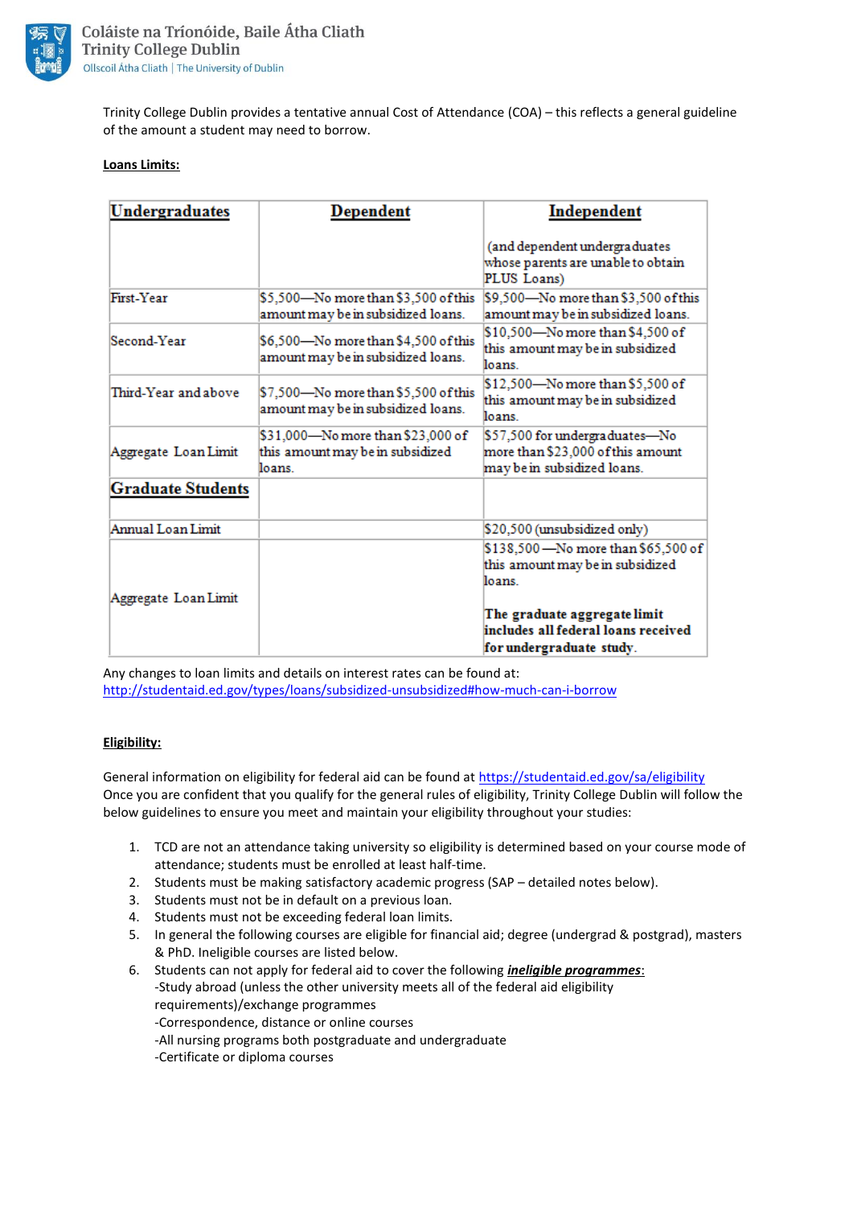Trinity College Dublin provides a tentative annual Cost of Attendance (COA) – this reflects a general guideline of the amount a student may need to borrow.

**Loans Limits:**

| **Undergraduates** | **Dependent** | **Independent**<br><br>(and dependent undergraduates whose parents are unable to obtain PLUS Loans) |
|---|---|---|
| First-Year | $5,500—No more than $3,500 of this amount may be in subsidized loans. | $9,500—No more than $3,500 of this amount may be in subsidized loans. |
| Second-Year | $6,500—No more than $4,500 of this amount may be in subsidized loans. | $10,500—No more than $4,500 of this amount may be in subsidized loans. |
| Third-Year and above | $7,500—No more than $5,500 of this amount may be in subsidized loans. | $12,500—No more than $5,500 of this amount may be in subsidized loans. |
| Aggregate Loan Limit | $31,000—No more than $23,000 of this amount may be in subsidized loans. | $57,500 for undergraduates—No more than $23,000 of this amount may be in subsidized loans. |
| **Graduate Students** | | |
| Annual Loan Limit | | $20,500 (unsubsidized only) |
| Aggregate Loan Limit | | $138,500—No more than $65,500 of this amount may be in subsidized loans.<br><br>**The graduate aggregate limit includes all federal loans received for undergraduate study.** |

Any changes to loan limits and details on interest rates can be found at: http://studentaid.ed.gov/types/loans/subsidized-unsubsidized#how-much-can-i-borrow

**Eligibility:**

General information on eligibility for federal aid can be found at https://studentaid.ed.gov/sa/eligibility
Once you are confident that you qualify for the general rules of eligibility, Trinity College Dublin will follow the below guidelines to ensure you meet and maintain your eligibility throughout your studies:

1. TCD are not an attendance taking university so eligibility is determined based on your course mode of attendance; students must be enrolled at least half-time.
2. Students must be making satisfactory academic progress (SAP – detailed notes below).
3. Students must not be in default on a previous loan.
4. Students must not be exceeding federal loan limits.
5. In general the following courses are eligible for financial aid; degree (undergrad & postgrad), masters & PhD. Ineligible courses are listed below.
6. Students can not apply for federal aid to cover the following ***ineligible programmes***:
   -Study abroad (unless the other university meets all of the federal aid eligibility requirements)/exchange programmes
   -Correspondence, distance or online courses
   -All nursing programs both postgraduate and undergraduate
   -Certificate or diploma courses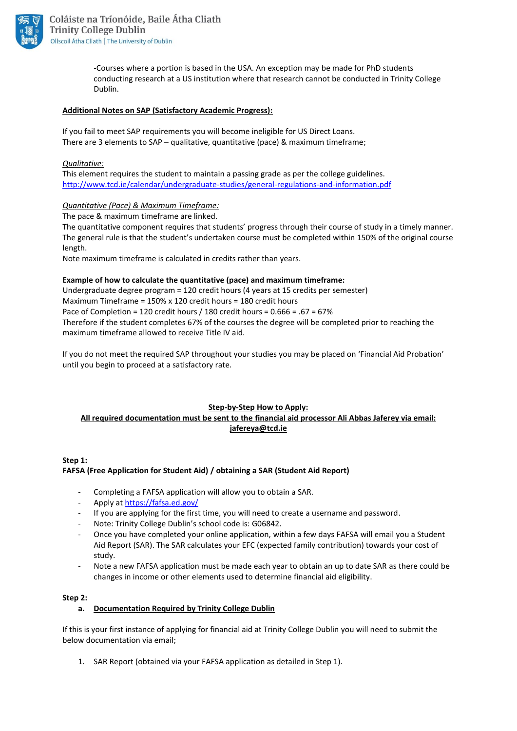-Courses where a portion is based in the USA. An exception may be made for PhD students conducting research at a US institution where that research cannot be conducted in Trinity College Dublin.

**Additional Notes on SAP (Satisfactory Academic Progress):**

If you fail to meet SAP requirements you will become ineligible for US Direct Loans.
There are 3 elements to SAP – qualitative, quantitative (pace) & maximum timeframe;

*Qualitative:*
This element requires the student to maintain a passing grade as per the college guidelines.
http://www.tcd.ie/calendar/undergraduate-studies/general-regulations-and-information.pdf

*Quantitative (Pace) & Maximum Timeframe:*
The pace & maximum timeframe are linked.
The quantitative component requires that students' progress through their course of study in a timely manner.
The general rule is that the student's undertaken course must be completed within 150% of the original course length.
Note maximum timeframe is calculated in credits rather than years.

**Example of how to calculate the quantitative (pace) and maximum timeframe:**
Undergraduate degree program = 120 credit hours (4 years at 15 credits per semester)
Maximum Timeframe = 150% x 120 credit hours = 180 credit hours
Pace of Completion = 120 credit hours / 180 credit hours = 0.666 = .67 = 67%
Therefore if the student completes 67% of the courses the degree will be completed prior to reaching the maximum timeframe allowed to receive Title IV aid.

If you do not meet the required SAP throughout your studies you may be placed on 'Financial Aid Probation' until you begin to proceed at a satisfactory rate.

## Step-by-Step How to Apply:

**All required documentation must be sent to the financial aid processor Ali Abbas Jaferey via email: jafereya@tcd.ie**

**Step 1:**
**FAFSA (Free Application for Student Aid) / obtaining a SAR (Student Aid Report)**

- Completing a FAFSA application will allow you to obtain a SAR.
- Apply at https://fafsa.ed.gov/
- If you are applying for the first time, you will need to create a username and password.
- Note: Trinity College Dublin's school code is: G06842.
- Once you have completed your online application, within a few days FAFSA will email you a Student Aid Report (SAR). The SAR calculates your EFC (expected family contribution) towards your cost of study.
- Note a new FAFSA application must be made each year to obtain an up to date SAR as there could be changes in income or other elements used to determine financial aid eligibility.

**Step 2:**

a. **Documentation Required by Trinity College Dublin**

If this is your first instance of applying for financial aid at Trinity College Dublin you will need to submit the below documentation via email;

1. SAR Report (obtained via your FAFSA application as detailed in Step 1).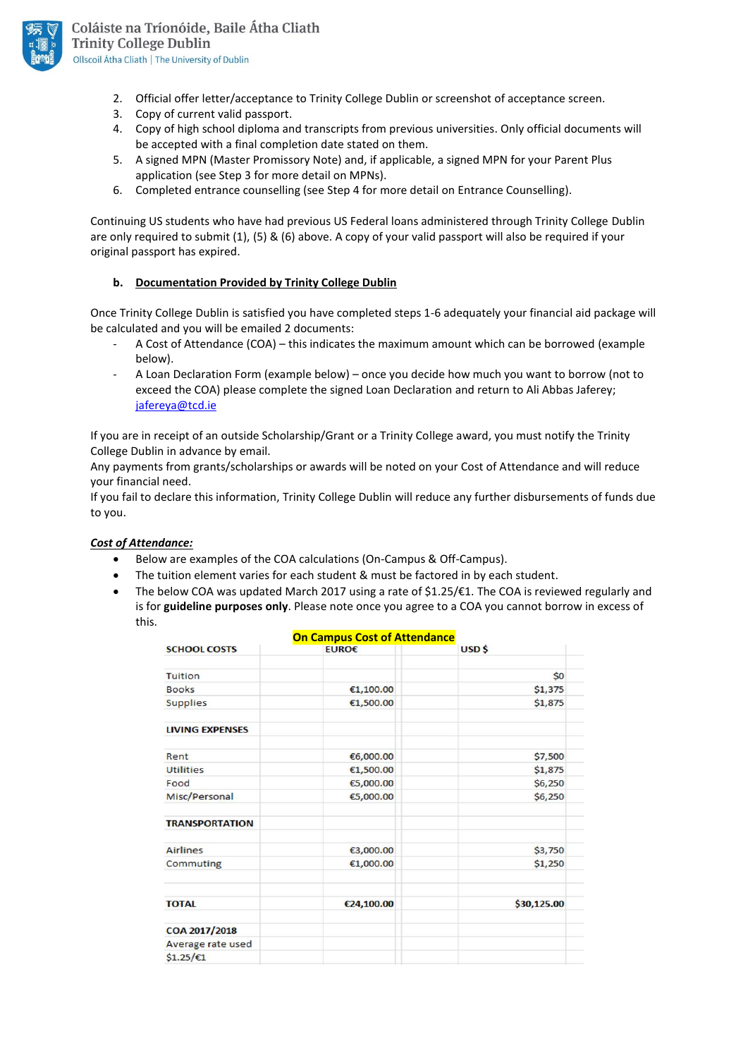2. Official offer letter/acceptance to Trinity College Dublin or screenshot of acceptance screen.
3. Copy of current valid passport.
4. Copy of high school diploma and transcripts from previous universities. Only official documents will be accepted with a final completion date stated on them.
5. A signed MPN (Master Promissory Note) and, if applicable, a signed MPN for your Parent Plus application (see Step 3 for more detail on MPNs).
6. Completed entrance counselling (see Step 4 for more detail on Entrance Counselling).

Continuing US students who have had previous US Federal loans administered through Trinity College Dublin are only required to submit (1), (5) & (6) above. A copy of your valid passport will also be required if your original passport has expired.

**b. <u>Documentation Provided by Trinity College Dublin</u>**

Once Trinity College Dublin is satisfied you have completed steps 1-6 adequately your financial aid package will be calculated and you will be emailed 2 documents:

- A Cost of Attendance (COA) – this indicates the maximum amount which can be borrowed (example below).
- A Loan Declaration Form (example below) – once you decide how much you want to borrow (not to exceed the COA) please complete the signed Loan Declaration and return to Ali Abbas Jaferey; jafereya@tcd.ie

If you are in receipt of an outside Scholarship/Grant or a Trinity College award, you must notify the Trinity College Dublin in advance by email.
Any payments from grants/scholarships or awards will be noted on your Cost of Attendance and will reduce your financial need.
If you fail to declare this information, Trinity College Dublin will reduce any further disbursements of funds due to you.

***<u>Cost of Attendance:</u>***

- Below are examples of the COA calculations (On-Campus & Off-Campus).
- The tuition element varies for each student & must be factored in by each student.
- The below COA was updated March 2017 using a rate of $1.25/€1. The COA is reviewed regularly and is for **guideline purposes only**. Please note once you agree to a COA you cannot borrow in excess of this.

**On Campus Cost of Attendance**

| SCHOOL COSTS | EURO€ | USD $ |
|---|---|---|
| Tuition | | $0 |
| Books | €1,100.00 | $1,375 |
| Supplies | €1,500.00 | $1,875 |
| **LIVING EXPENSES** | | |
| Rent | €6,000.00 | $7,500 |
| Utilities | €1,500.00 | $1,875 |
| Food | €5,000.00 | $6,250 |
| Misc/Personal | €5,000.00 | $6,250 |
| **TRANSPORTATION** | | |
| Airlines | €3,000.00 | $3,750 |
| Commuting | €1,000.00 | $1,250 |
| | | |
| **TOTAL** | **€24,100.00** | **$30,125.00** |
| **COA 2017/2018** | | |
| Average rate used | | |
| $1.25/€1 | | |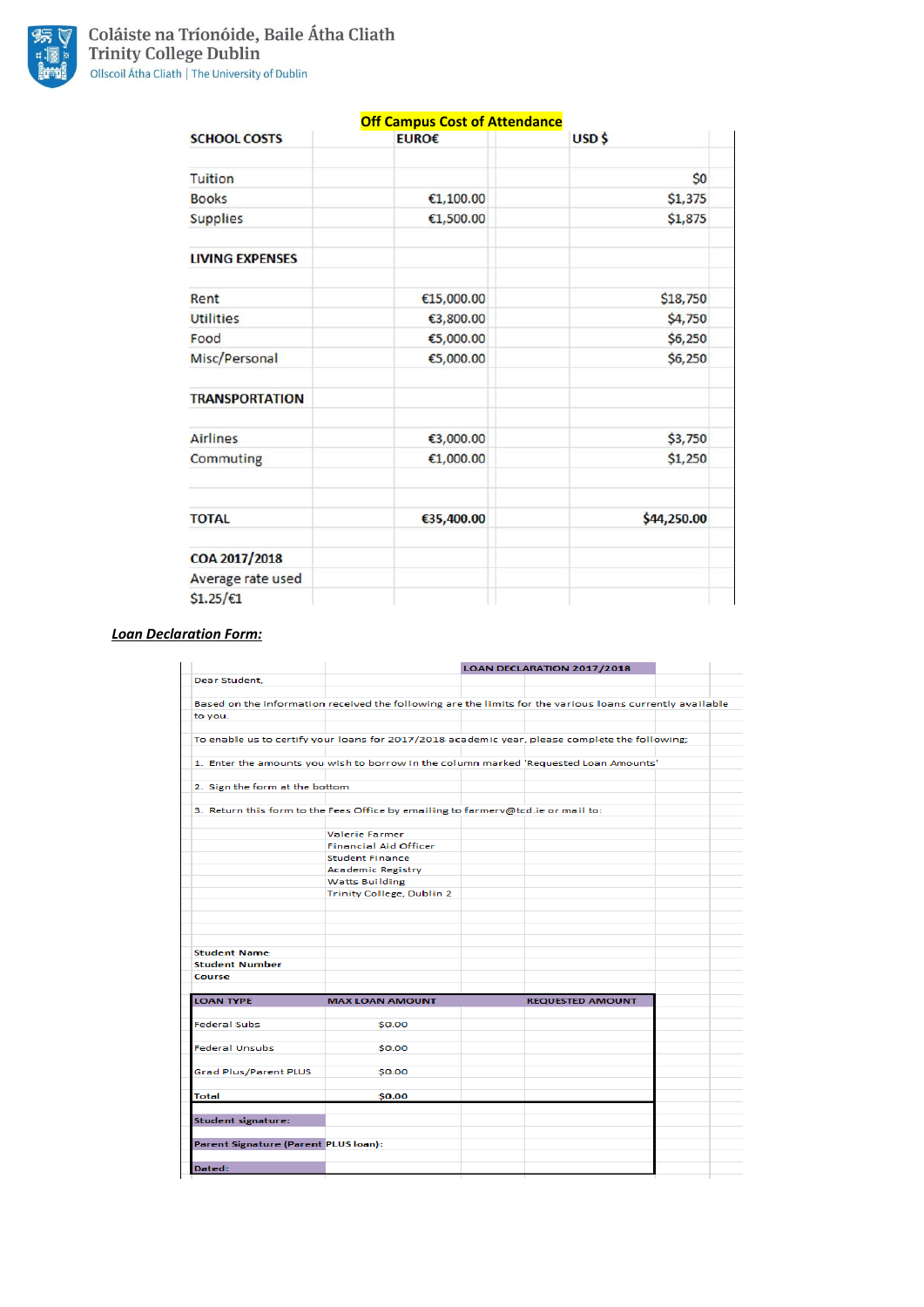| SCHOOL COSTS | EURO€ | USD $ |
|---|---|---|
| Tuition | | $0 |
| Books | €1,100.00 | $1,375 |
| Supplies | €1,500.00 | $1,875 |
| **LIVING EXPENSES** | | |
| Rent | €15,000.00 | $18,750 |
| Utilities | €3,800.00 | $4,750 |
| Food | €5,000.00 | $6,250 |
| Misc/Personal | €5,000.00 | $6,250 |
| **TRANSPORTATION** | | |
| Airlines | €3,000.00 | $3,750 |
| Commuting | €1,000.00 | $1,250 |
| **TOTAL** | **€35,400.00** | **$44,250.00** |
| **COA 2017/2018** | | |
| Average rate used | | |
| $1.25/€1 | | |

Table title: **Off Campus Cost of Attendance**

***Loan Declaration Form:***

**LOAN DECLARATION 2017/2018**

Dear Student,

Based on the information received the following are the limits for the various loans currently available to you.

To enable us to certify your loans for 2017/2018 academic year, please complete the following:

1. Enter the amounts you wish to borrow in the column marked 'Requested Loan Amounts'

2. Sign the form at the bottom

3. Return this form to the Fees Office by emailing to farmerv@tcd.ie or mail to:

Valerie Farmer
Financial Aid Officer
Student Finance
Academic Registry
Watts Building
Trinity College, Dublin 2

**Student Name**
**Student Number**
**Course**

| LOAN TYPE | MAX LOAN AMOUNT | REQUESTED AMOUNT |
|---|---|---|
| Federal Subs | $0.00 | |
| Federal Unsubs | $0.00 | |
| Grad Plus/Parent PLUS | $0.00 | |
| Total | $0.00 | |

**Student signature:**

**Parent Signature (Parent PLUS loan):**

**Dated:**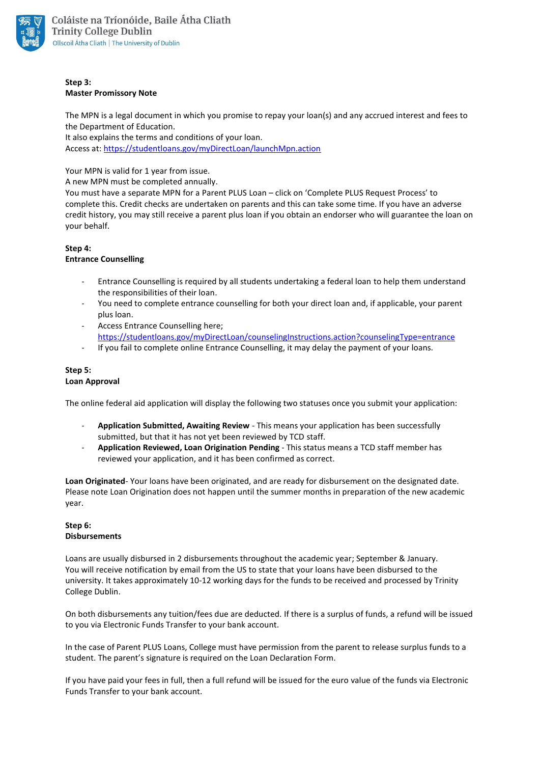**Step 3:**
**Master Promissory Note**

The MPN is a legal document in which you promise to repay your loan(s) and any accrued interest and fees to the Department of Education.
It also explains the terms and conditions of your loan.
Access at: [https://studentloans.gov/myDirectLoan/launchMpn.action](https://studentloans.gov/myDirectLoan/launchMpn.action)

Your MPN is valid for 1 year from issue.
A new MPN must be completed annually.
You must have a separate MPN for a Parent PLUS Loan – click on 'Complete PLUS Request Process' to complete this. Credit checks are undertaken on parents and this can take some time. If you have an adverse credit history, you may still receive a parent plus loan if you obtain an endorser who will guarantee the loan on your behalf.

**Step 4:**
**Entrance Counselling**

- Entrance Counselling is required by all students undertaking a federal loan to help them understand the responsibilities of their loan.
- You need to complete entrance counselling for both your direct loan and, if applicable, your parent plus loan.
- Access Entrance Counselling here; [https://studentloans.gov/myDirectLoan/counselingInstructions.action?counselingType=entrance](https://studentloans.gov/myDirectLoan/counselingInstructions.action?counselingType=entrance)
- If you fail to complete online Entrance Counselling, it may delay the payment of your loans.

**Step 5:**
**Loan Approval**

The online federal aid application will display the following two statuses once you submit your application:

- **Application Submitted, Awaiting Review** - This means your application has been successfully submitted, but that it has not yet been reviewed by TCD staff.
- **Application Reviewed, Loan Origination Pending** - This status means a TCD staff member has reviewed your application, and it has been confirmed as correct.

**Loan Originated**- Your loans have been originated, and are ready for disbursement on the designated date. Please note Loan Origination does not happen until the summer months in preparation of the new academic year.

**Step 6:**
**Disbursements**

Loans are usually disbursed in 2 disbursements throughout the academic year; September & January.
You will receive notification by email from the US to state that your loans have been disbursed to the university. It takes approximately 10-12 working days for the funds to be received and processed by Trinity College Dublin.

On both disbursements any tuition/fees due are deducted. If there is a surplus of funds, a refund will be issued to you via Electronic Funds Transfer to your bank account.

In the case of Parent PLUS Loans, College must have permission from the parent to release surplus funds to a student. The parent's signature is required on the Loan Declaration Form.

If you have paid your fees in full, then a full refund will be issued for the euro value of the funds via Electronic Funds Transfer to your bank account.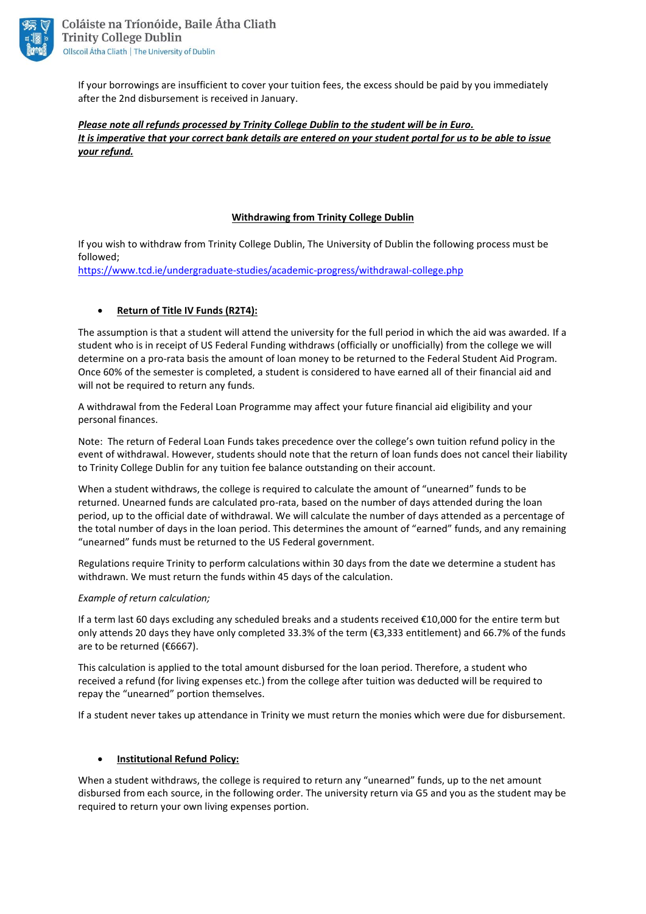If your borrowings are insufficient to cover your tuition fees, the excess should be paid by you immediately after the 2nd disbursement is received in January.

***Please note all refunds processed by Trinity College Dublin to the student will be in Euro.***
***It is imperative that your correct bank details are entered on your student portal for us to be able to issue your refund.***

## Withdrawing from Trinity College Dublin

If you wish to withdraw from Trinity College Dublin, The University of Dublin the following process must be followed;
https://www.tcd.ie/undergraduate-studies/academic-progress/withdrawal-college.php

- **Return of Title IV Funds (R2T4):**

The assumption is that a student will attend the university for the full period in which the aid was awarded. If a student who is in receipt of US Federal Funding withdraws (officially or unofficially) from the college we will determine on a pro-rata basis the amount of loan money to be returned to the Federal Student Aid Program. Once 60% of the semester is completed, a student is considered to have earned all of their financial aid and will not be required to return any funds.

A withdrawal from the Federal Loan Programme may affect your future financial aid eligibility and your personal finances.

Note: The return of Federal Loan Funds takes precedence over the college's own tuition refund policy in the event of withdrawal. However, students should note that the return of loan funds does not cancel their liability to Trinity College Dublin for any tuition fee balance outstanding on their account.

When a student withdraws, the college is required to calculate the amount of "unearned" funds to be returned. Unearned funds are calculated pro-rata, based on the number of days attended during the loan period, up to the official date of withdrawal. We will calculate the number of days attended as a percentage of the total number of days in the loan period. This determines the amount of "earned" funds, and any remaining "unearned" funds must be returned to the US Federal government.

Regulations require Trinity to perform calculations within 30 days from the date we determine a student has withdrawn. We must return the funds within 45 days of the calculation.

*Example of return calculation;*

If a term last 60 days excluding any scheduled breaks and a students received €10,000 for the entire term but only attends 20 days they have only completed 33.3% of the term (€3,333 entitlement) and 66.7% of the funds are to be returned (€6667).

This calculation is applied to the total amount disbursed for the loan period. Therefore, a student who received a refund (for living expenses etc.) from the college after tuition was deducted will be required to repay the "unearned" portion themselves.

If a student never takes up attendance in Trinity we must return the monies which were due for disbursement.

- **Institutional Refund Policy:**

When a student withdraws, the college is required to return any "unearned" funds, up to the net amount disbursed from each source, in the following order. The university return via G5 and you as the student may be required to return your own living expenses portion.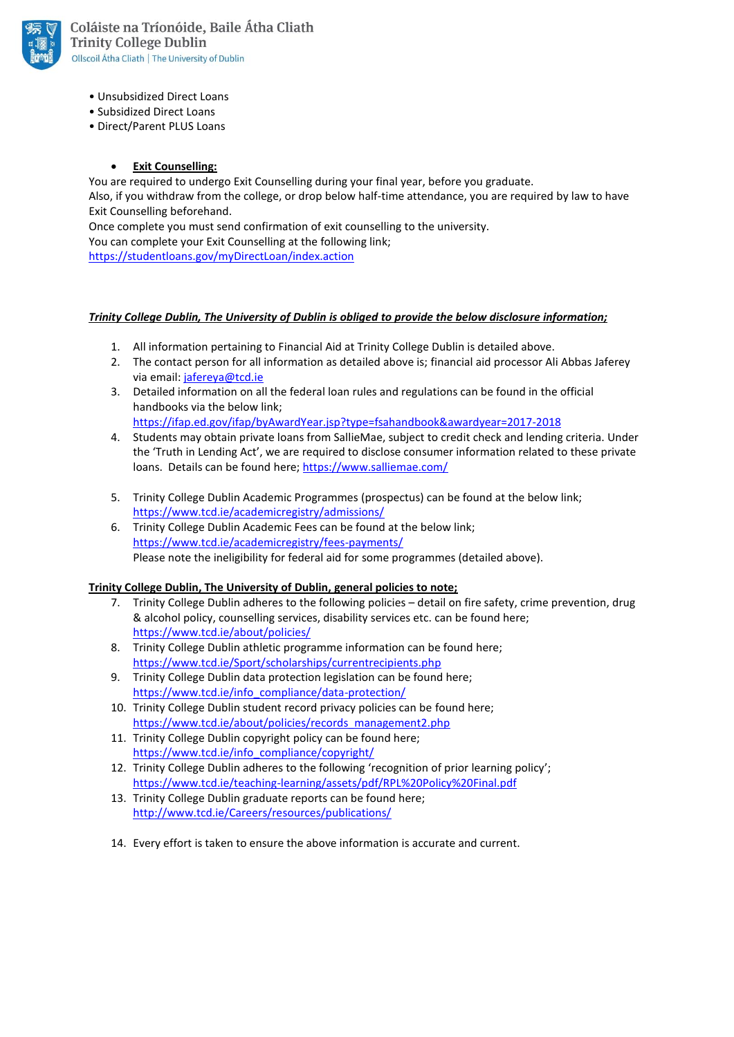- Unsubsidized Direct Loans
- Subsidized Direct Loans
- Direct/Parent PLUS Loans

- **Exit Counselling:**

You are required to undergo Exit Counselling during your final year, before you graduate.
Also, if you withdraw from the college, or drop below half-time attendance, you are required by law to have Exit Counselling beforehand.
Once complete you must send confirmation of exit counselling to the university.
You can complete your Exit Counselling at the following link;
https://studentloans.gov/myDirectLoan/index.action

***Trinity College Dublin, The University of Dublin is obliged to provide the below disclosure information;***

1. All information pertaining to Financial Aid at Trinity College Dublin is detailed above.
2. The contact person for all information as detailed above is; financial aid processor Ali Abbas Jaferey via email: jafereya@tcd.ie
3. Detailed information on all the federal loan rules and regulations can be found in the official handbooks via the below link; https://ifap.ed.gov/ifap/byAwardYear.jsp?type=fsahandbook&awardyear=2017-2018
4. Students may obtain private loans from SallieMae, subject to credit check and lending criteria. Under the 'Truth in Lending Act', we are required to disclose consumer information related to these private loans. Details can be found here; https://www.salliemae.com/

5. Trinity College Dublin Academic Programmes (prospectus) can be found at the below link; https://www.tcd.ie/academicregistry/admissions/
6. Trinity College Dublin Academic Fees can be found at the below link; https://www.tcd.ie/academicregistry/fees-payments/
   Please note the ineligibility for federal aid for some programmes (detailed above).

**Trinity College Dublin, The University of Dublin, general policies to note;**

7. Trinity College Dublin adheres to the following policies – detail on fire safety, crime prevention, drug & alcohol policy, counselling services, disability services etc. can be found here; https://www.tcd.ie/about/policies/
8. Trinity College Dublin athletic programme information can be found here; https://www.tcd.ie/Sport/scholarships/currentrecipients.php
9. Trinity College Dublin data protection legislation can be found here; https://www.tcd.ie/info_compliance/data-protection/
10. Trinity College Dublin student record privacy policies can be found here; https://www.tcd.ie/about/policies/records_management2.php
11. Trinity College Dublin copyright policy can be found here; https://www.tcd.ie/info_compliance/copyright/
12. Trinity College Dublin adheres to the following 'recognition of prior learning policy'; https://www.tcd.ie/teaching-learning/assets/pdf/RPL%20Policy%20Final.pdf
13. Trinity College Dublin graduate reports can be found here; http://www.tcd.ie/Careers/resources/publications/

14. Every effort is taken to ensure the above information is accurate and current.